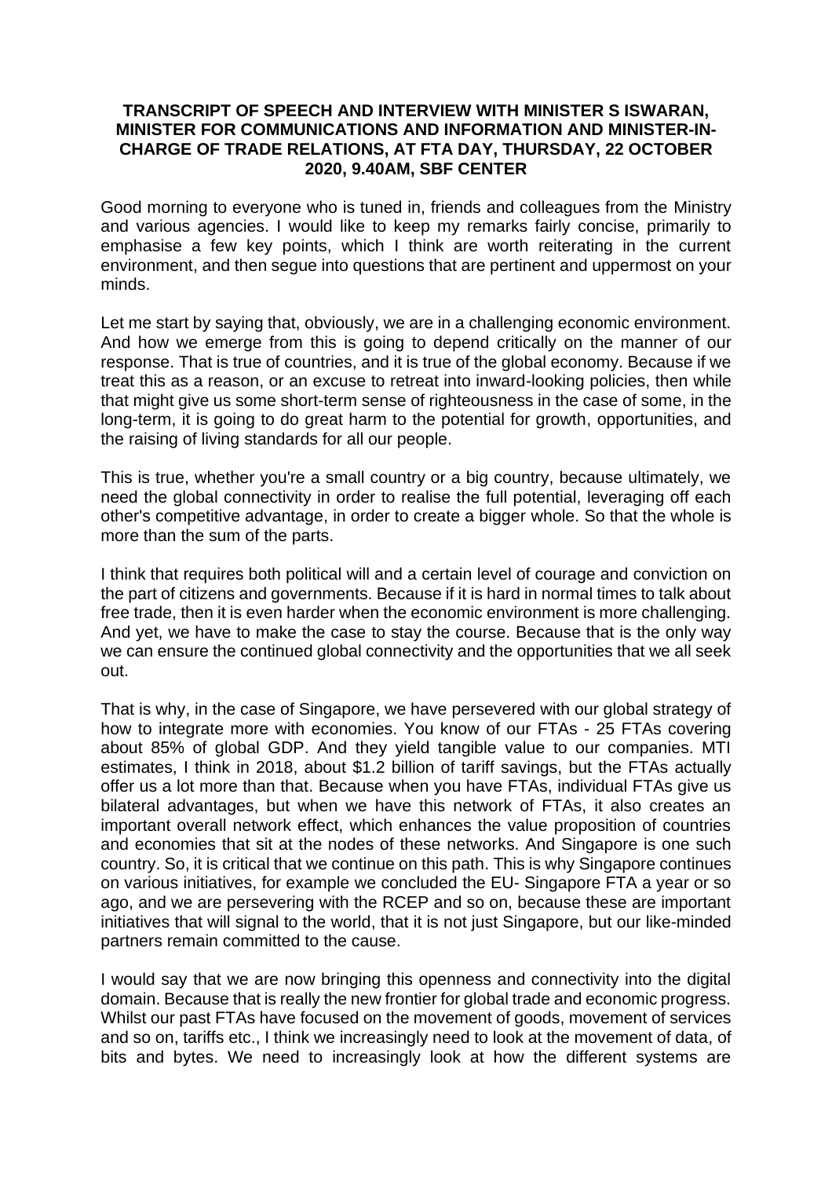**TRANSCRIPT OF SPEECH AND INTERVIEW WITH MINISTER S ISWARAN, MINISTER FOR COMMUNICATIONS AND INFORMATION AND MINISTER-IN-CHARGE OF TRADE RELATIONS, AT FTA DAY, THURSDAY, 22 OCTOBER 2020, 9.40AM, SBF CENTER**

Good morning to everyone who is tuned in, friends and colleagues from the Ministry and various agencies. I would like to keep my remarks fairly concise, primarily to emphasise a few key points, which I think are worth reiterating in the current environment, and then segue into questions that are pertinent and uppermost on your minds.

Let me start by saying that, obviously, we are in a challenging economic environment. And how we emerge from this is going to depend critically on the manner of our response. That is true of countries, and it is true of the global economy. Because if we treat this as a reason, or an excuse to retreat into inward-looking policies, then while that might give us some short-term sense of righteousness in the case of some, in the long-term, it is going to do great harm to the potential for growth, opportunities, and the raising of living standards for all our people.

This is true, whether you're a small country or a big country, because ultimately, we need the global connectivity in order to realise the full potential, leveraging off each other's competitive advantage, in order to create a bigger whole. So that the whole is more than the sum of the parts.

I think that requires both political will and a certain level of courage and conviction on the part of citizens and governments. Because if it is hard in normal times to talk about free trade, then it is even harder when the economic environment is more challenging. And yet, we have to make the case to stay the course. Because that is the only way we can ensure the continued global connectivity and the opportunities that we all seek out.

That is why, in the case of Singapore, we have persevered with our global strategy of how to integrate more with economies. You know of our FTAs - 25 FTAs covering about 85% of global GDP. And they yield tangible value to our companies. MTI estimates, I think in 2018, about $1.2 billion of tariff savings, but the FTAs actually offer us a lot more than that. Because when you have FTAs, individual FTAs give us bilateral advantages, but when we have this network of FTAs, it also creates an important overall network effect, which enhances the value proposition of countries and economies that sit at the nodes of these networks. And Singapore is one such country. So, it is critical that we continue on this path. This is why Singapore continues on various initiatives, for example we concluded the EU- Singapore FTA a year or so ago, and we are persevering with the RCEP and so on, because these are important initiatives that will signal to the world, that it is not just Singapore, but our like-minded partners remain committed to the cause.

I would say that we are now bringing this openness and connectivity into the digital domain. Because that is really the new frontier for global trade and economic progress. Whilst our past FTAs have focused on the movement of goods, movement of services and so on, tariffs etc., I think we increasingly need to look at the movement of data, of bits and bytes. We need to increasingly look at how the different systems are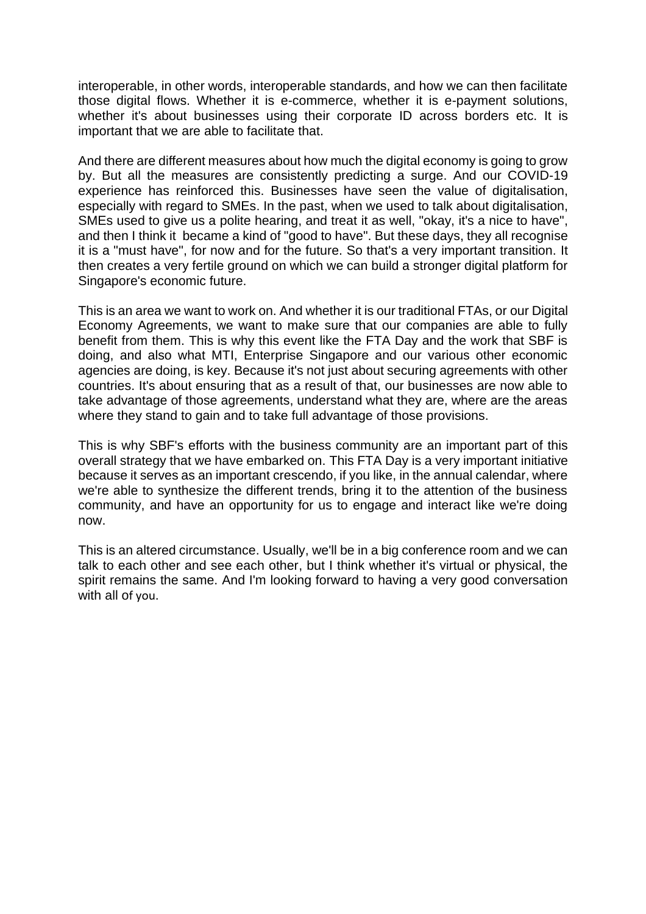interoperable, in other words, interoperable standards, and how we can then facilitate those digital flows. Whether it is e-commerce, whether it is e-payment solutions, whether it's about businesses using their corporate ID across borders etc. It is important that we are able to facilitate that.

And there are different measures about how much the digital economy is going to grow by. But all the measures are consistently predicting a surge. And our COVID-19 experience has reinforced this. Businesses have seen the value of digitalisation, especially with regard to SMEs. In the past, when we used to talk about digitalisation, SMEs used to give us a polite hearing, and treat it as well, "okay, it's a nice to have", and then I think it became a kind of "good to have". But these days, they all recognise it is a "must have", for now and for the future. So that's a very important transition. It then creates a very fertile ground on which we can build a stronger digital platform for Singapore's economic future.

This is an area we want to work on. And whether it is our traditional FTAs, or our Digital Economy Agreements, we want to make sure that our companies are able to fully benefit from them. This is why this event like the FTA Day and the work that SBF is doing, and also what MTI, Enterprise Singapore and our various other economic agencies are doing, is key. Because it's not just about securing agreements with other countries. It's about ensuring that as a result of that, our businesses are now able to take advantage of those agreements, understand what they are, where are the areas where they stand to gain and to take full advantage of those provisions.

This is why SBF's efforts with the business community are an important part of this overall strategy that we have embarked on. This FTA Day is a very important initiative because it serves as an important crescendo, if you like, in the annual calendar, where we're able to synthesize the different trends, bring it to the attention of the business community, and have an opportunity for us to engage and interact like we're doing now.

This is an altered circumstance. Usually, we'll be in a big conference room and we can talk to each other and see each other, but I think whether it's virtual or physical, the spirit remains the same. And I'm looking forward to having a very good conversation with all of you.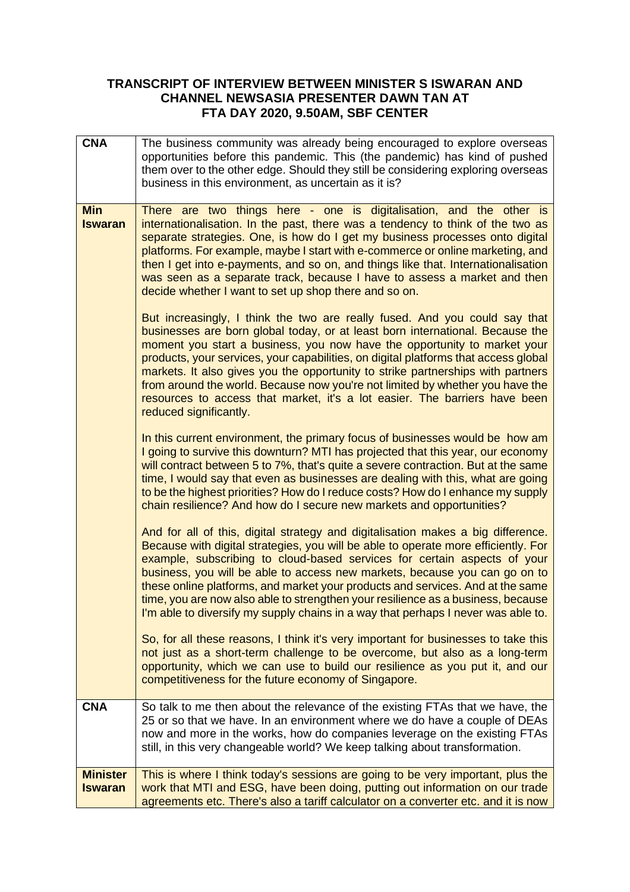**TRANSCRIPT OF INTERVIEW BETWEEN MINISTER S ISWARAN AND CHANNEL NEWSASIA PRESENTER DAWN TAN AT FTA DAY 2020, 9.50AM, SBF CENTER**

| | |
|---|---|
| **CNA** | The business community was already being encouraged to explore overseas opportunities before this pandemic. This (the pandemic) has kind of pushed them over to the other edge. Should they still be considering exploring overseas business in this environment, as uncertain as it is? |
| **Min Iswaran** | There are two things here - one is digitalisation, and the other is internationalisation. In the past, there was a tendency to think of the two as separate strategies. One, is how do I get my business processes onto digital platforms. For example, maybe I start with e-commerce or online marketing, and then I get into e-payments, and so on, and things like that. Internationalisation was seen as a separate track, because I have to assess a market and then decide whether I want to set up shop there and so on.<br><br>But increasingly, I think the two are really fused. And you could say that businesses are born global today, or at least born international. Because the moment you start a business, you now have the opportunity to market your products, your services, your capabilities, on digital platforms that access global markets. It also gives you the opportunity to strike partnerships with partners from around the world. Because now you're not limited by whether you have the resources to access that market, it's a lot easier. The barriers have been reduced significantly.<br><br>In this current environment, the primary focus of businesses would be how am I going to survive this downturn? MTI has projected that this year, our economy will contract between 5 to 7%, that's quite a severe contraction. But at the same time, I would say that even as businesses are dealing with this, what are going to be the highest priorities? How do I reduce costs? How do I enhance my supply chain resilience? And how do I secure new markets and opportunities?<br><br>And for all of this, digital strategy and digitalisation makes a big difference. Because with digital strategies, you will be able to operate more efficiently. For example, subscribing to cloud-based services for certain aspects of your business, you will be able to access new markets, because you can go on to these online platforms, and market your products and services. And at the same time, you are now also able to strengthen your resilience as a business, because I'm able to diversify my supply chains in a way that perhaps I never was able to.<br><br>So, for all these reasons, I think it's very important for businesses to take this not just as a short-term challenge to be overcome, but also as a long-term opportunity, which we can use to build our resilience as you put it, and our competitiveness for the future economy of Singapore. |
| **CNA** | So talk to me then about the relevance of the existing FTAs that we have, the 25 or so that we have. In an environment where we do have a couple of DEAs now and more in the works, how do companies leverage on the existing FTAs still, in this very changeable world? We keep talking about transformation. |
| **Minister Iswaran** | This is where I think today's sessions are going to be very important, plus the work that MTI and ESG, have been doing, putting out information on our trade agreements etc. There's also a tariff calculator on a converter etc. and it is now |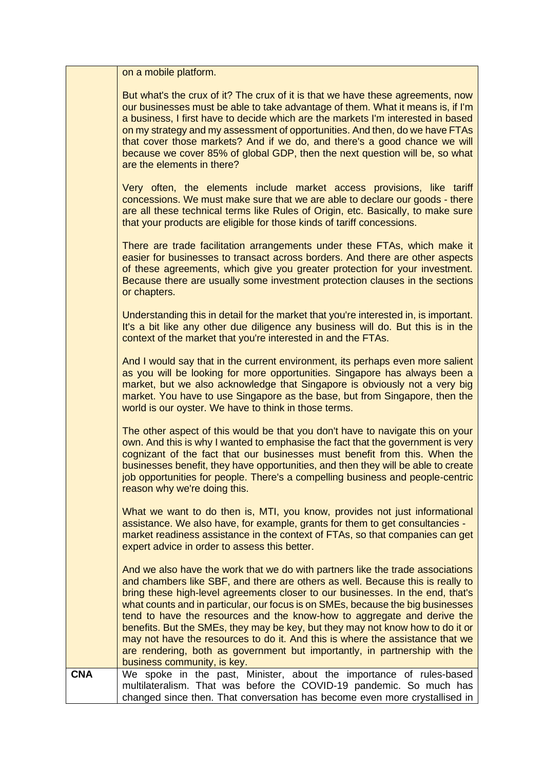| | |
|---|---|
| | on a mobile platform.<br><br>But what's the crux of it? The crux of it is that we have these agreements, now our businesses must be able to take advantage of them. What it means is, if I'm a business, I first have to decide which are the markets I'm interested in based on my strategy and my assessment of opportunities. And then, do we have FTAs that cover those markets? And if we do, and there's a good chance we will because we cover 85% of global GDP, then the next question will be, so what are the elements in there?<br><br>Very often, the elements include market access provisions, like tariff concessions. We must make sure that we are able to declare our goods - there are all these technical terms like Rules of Origin, etc. Basically, to make sure that your products are eligible for those kinds of tariff concessions.<br><br>There are trade facilitation arrangements under these FTAs, which make it easier for businesses to transact across borders. And there are other aspects of these agreements, which give you greater protection for your investment. Because there are usually some investment protection clauses in the sections or chapters.<br><br>Understanding this in detail for the market that you're interested in, is important. It's a bit like any other due diligence any business will do. But this is in the context of the market that you're interested in and the FTAs.<br><br>And I would say that in the current environment, its perhaps even more salient as you will be looking for more opportunities. Singapore has always been a market, but we also acknowledge that Singapore is obviously not a very big market. You have to use Singapore as the base, but from Singapore, then the world is our oyster. We have to think in those terms.<br><br>The other aspect of this would be that you don't have to navigate this on your own. And this is why I wanted to emphasise the fact that the government is very cognizant of the fact that our businesses must benefit from this. When the businesses benefit, they have opportunities, and then they will be able to create job opportunities for people. There's a compelling business and people-centric reason why we're doing this.<br><br>What we want to do then is, MTI, you know, provides not just informational assistance. We also have, for example, grants for them to get consultancies - market readiness assistance in the context of FTAs, so that companies can get expert advice in order to assess this better.<br><br>And we also have the work that we do with partners like the trade associations and chambers like SBF, and there are others as well. Because this is really to bring these high-level agreements closer to our businesses. In the end, that's what counts and in particular, our focus is on SMEs, because the big businesses tend to have the resources and the know-how to aggregate and derive the benefits. But the SMEs, they may be key, but they may not know how to do it or may not have the resources to do it. And this is where the assistance that we are rendering, both as government but importantly, in partnership with the business community, is key. |
| **CNA** | We spoke in the past, Minister, about the importance of rules-based multilateralism. That was before the COVID-19 pandemic. So much has changed since then. That conversation has become even more crystallised in |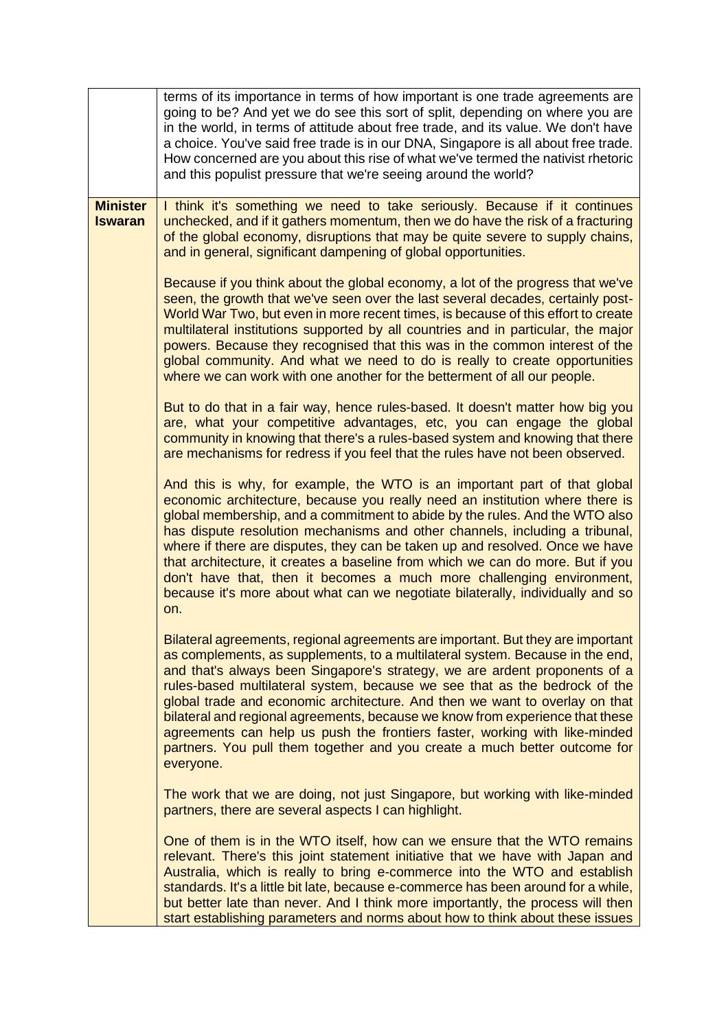| | |
|---|---|
| | terms of its importance in terms of how important is one trade agreements are going to be? And yet we do see this sort of split, depending on where you are in the world, in terms of attitude about free trade, and its value. We don't have a choice. You've said free trade is in our DNA, Singapore is all about free trade. How concerned are you about this rise of what we've termed the nativist rhetoric and this populist pressure that we're seeing around the world? |
| **Minister Iswaran** | I think it's something we need to take seriously. Because if it continues unchecked, and if it gathers momentum, then we do have the risk of a fracturing of the global economy, disruptions that may be quite severe to supply chains, and in general, significant dampening of global opportunities.<br><br>Because if you think about the global economy, a lot of the progress that we've seen, the growth that we've seen over the last several decades, certainly post-World War Two, but even in more recent times, is because of this effort to create multilateral institutions supported by all countries and in particular, the major powers. Because they recognised that this was in the common interest of the global community. And what we need to do is really to create opportunities where we can work with one another for the betterment of all our people.<br><br>But to do that in a fair way, hence rules-based. It doesn't matter how big you are, what your competitive advantages, etc, you can engage the global community in knowing that there's a rules-based system and knowing that there are mechanisms for redress if you feel that the rules have not been observed.<br><br>And this is why, for example, the WTO is an important part of that global economic architecture, because you really need an institution where there is global membership, and a commitment to abide by the rules. And the WTO also has dispute resolution mechanisms and other channels, including a tribunal, where if there are disputes, they can be taken up and resolved. Once we have that architecture, it creates a baseline from which we can do more. But if you don't have that, then it becomes a much more challenging environment, because it's more about what can we negotiate bilaterally, individually and so on.<br><br>Bilateral agreements, regional agreements are important. But they are important as complements, as supplements, to a multilateral system. Because in the end, and that's always been Singapore's strategy, we are ardent proponents of a rules-based multilateral system, because we see that as the bedrock of the global trade and economic architecture. And then we want to overlay on that bilateral and regional agreements, because we know from experience that these agreements can help us push the frontiers faster, working with like-minded partners. You pull them together and you create a much better outcome for everyone.<br><br>The work that we are doing, not just Singapore, but working with like-minded partners, there are several aspects I can highlight.<br><br>One of them is in the WTO itself, how can we ensure that the WTO remains relevant. There's this joint statement initiative that we have with Japan and Australia, which is really to bring e-commerce into the WTO and establish standards. It's a little bit late, because e-commerce has been around for a while, but better late than never. And I think more importantly, the process will then start establishing parameters and norms about how to think about these issues |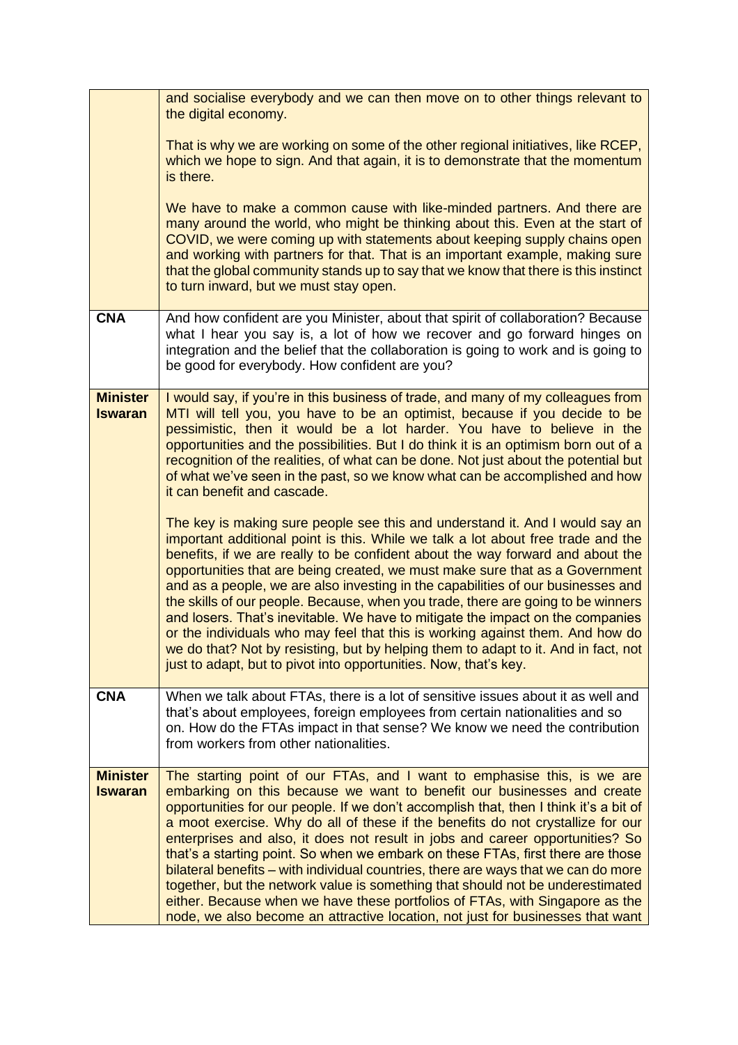| | |
|---|---|
| | and socialise everybody and we can then move on to other things relevant to the digital economy.<br><br>That is why we are working on some of the other regional initiatives, like RCEP, which we hope to sign. And that again, it is to demonstrate that the momentum is there.<br><br>We have to make a common cause with like-minded partners. And there are many around the world, who might be thinking about this. Even at the start of COVID, we were coming up with statements about keeping supply chains open and working with partners for that. That is an important example, making sure that the global community stands up to say that we know that there is this instinct to turn inward, but we must stay open. |
| **CNA** | And how confident are you Minister, about that spirit of collaboration? Because what I hear you say is, a lot of how we recover and go forward hinges on integration and the belief that the collaboration is going to work and is going to be good for everybody. How confident are you? |
| **Minister Iswaran** | I would say, if you're in this business of trade, and many of my colleagues from MTI will tell you, you have to be an optimist, because if you decide to be pessimistic, then it would be a lot harder. You have to believe in the opportunities and the possibilities. But I do think it is an optimism born out of a recognition of the realities, of what can be done. Not just about the potential but of what we've seen in the past, so we know what can be accomplished and how it can benefit and cascade.<br><br>The key is making sure people see this and understand it. And I would say an important additional point is this. While we talk a lot about free trade and the benefits, if we are really to be confident about the way forward and about the opportunities that are being created, we must make sure that as a Government and as a people, we are also investing in the capabilities of our businesses and the skills of our people. Because, when you trade, there are going to be winners and losers. That's inevitable. We have to mitigate the impact on the companies or the individuals who may feel that this is working against them. And how do we do that? Not by resisting, but by helping them to adapt to it. And in fact, not just to adapt, but to pivot into opportunities. Now, that's key. |
| **CNA** | When we talk about FTAs, there is a lot of sensitive issues about it as well and that's about employees, foreign employees from certain nationalities and so on. How do the FTAs impact in that sense? We know we need the contribution from workers from other nationalities. |
| **Minister Iswaran** | The starting point of our FTAs, and I want to emphasise this, is we are embarking on this because we want to benefit our businesses and create opportunities for our people. If we don't accomplish that, then I think it's a bit of a moot exercise. Why do all of these if the benefits do not crystallize for our enterprises and also, it does not result in jobs and career opportunities? So that's a starting point. So when we embark on these FTAs, first there are those bilateral benefits – with individual countries, there are ways that we can do more together, but the network value is something that should not be underestimated either. Because when we have these portfolios of FTAs, with Singapore as the node, we also become an attractive location, not just for businesses that want |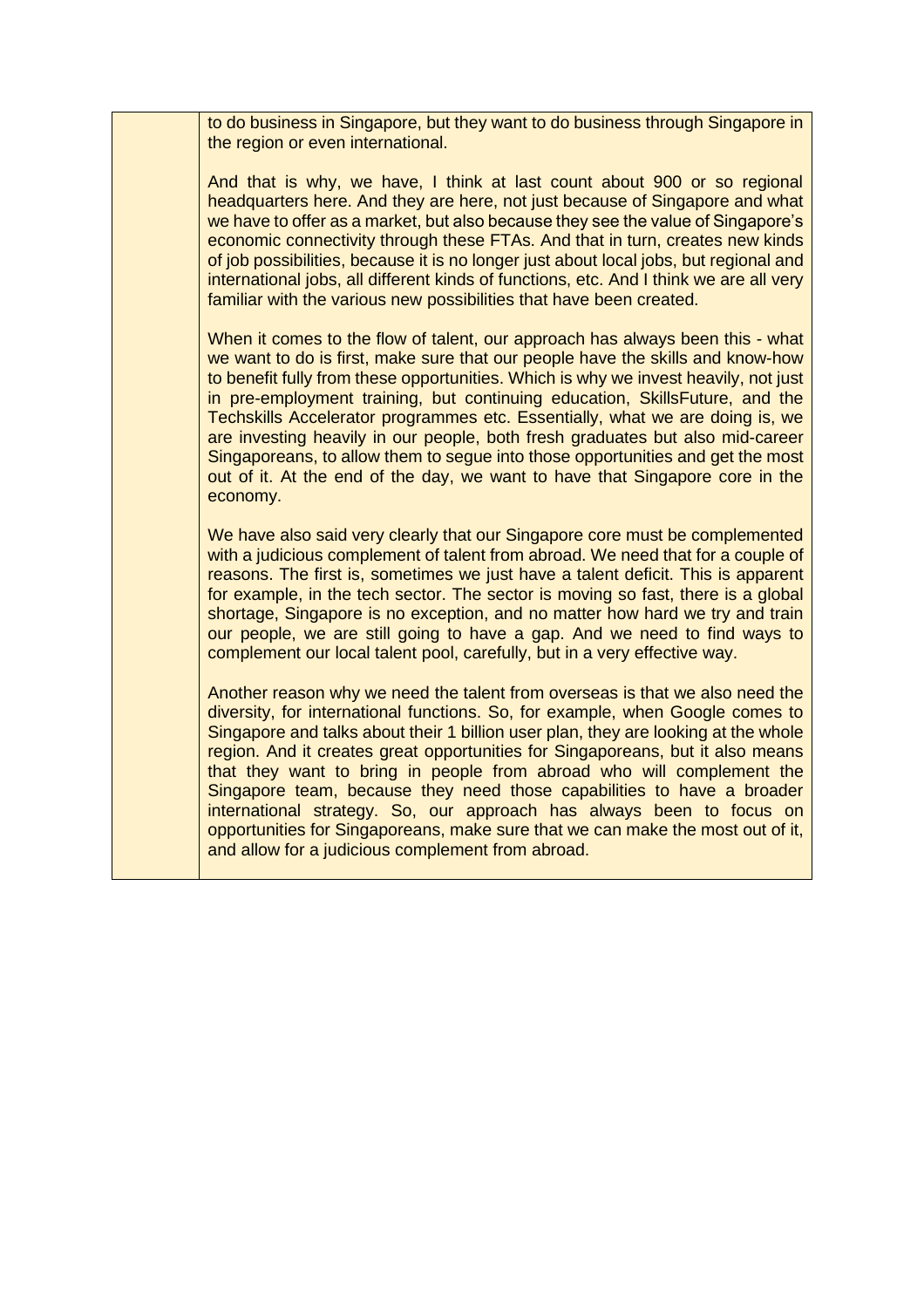| | |
|---|---|
| | to do business in Singapore, but they want to do business through Singapore in the region or even international.<br><br>And that is why, we have, I think at last count about 900 or so regional headquarters here. And they are here, not just because of Singapore and what we have to offer as a market, but also because they see the value of Singapore's economic connectivity through these FTAs. And that in turn, creates new kinds of job possibilities, because it is no longer just about local jobs, but regional and international jobs, all different kinds of functions, etc. And I think we are all very familiar with the various new possibilities that have been created.<br><br>When it comes to the flow of talent, our approach has always been this - what we want to do is first, make sure that our people have the skills and know-how to benefit fully from these opportunities. Which is why we invest heavily, not just in pre-employment training, but continuing education, SkillsFuture, and the Techskills Accelerator programmes etc. Essentially, what we are doing is, we are investing heavily in our people, both fresh graduates but also mid-career Singaporeans, to allow them to segue into those opportunities and get the most out of it. At the end of the day, we want to have that Singapore core in the economy.<br><br>We have also said very clearly that our Singapore core must be complemented with a judicious complement of talent from abroad. We need that for a couple of reasons. The first is, sometimes we just have a talent deficit. This is apparent for example, in the tech sector. The sector is moving so fast, there is a global shortage, Singapore is no exception, and no matter how hard we try and train our people, we are still going to have a gap. And we need to find ways to complement our local talent pool, carefully, but in a very effective way.<br><br>Another reason why we need the talent from overseas is that we also need the diversity, for international functions. So, for example, when Google comes to Singapore and talks about their 1 billion user plan, they are looking at the whole region. And it creates great opportunities for Singaporeans, but it also means that they want to bring in people from abroad who will complement the Singapore team, because they need those capabilities to have a broader international strategy. So, our approach has always been to focus on opportunities for Singaporeans, make sure that we can make the most out of it, and allow for a judicious complement from abroad. |